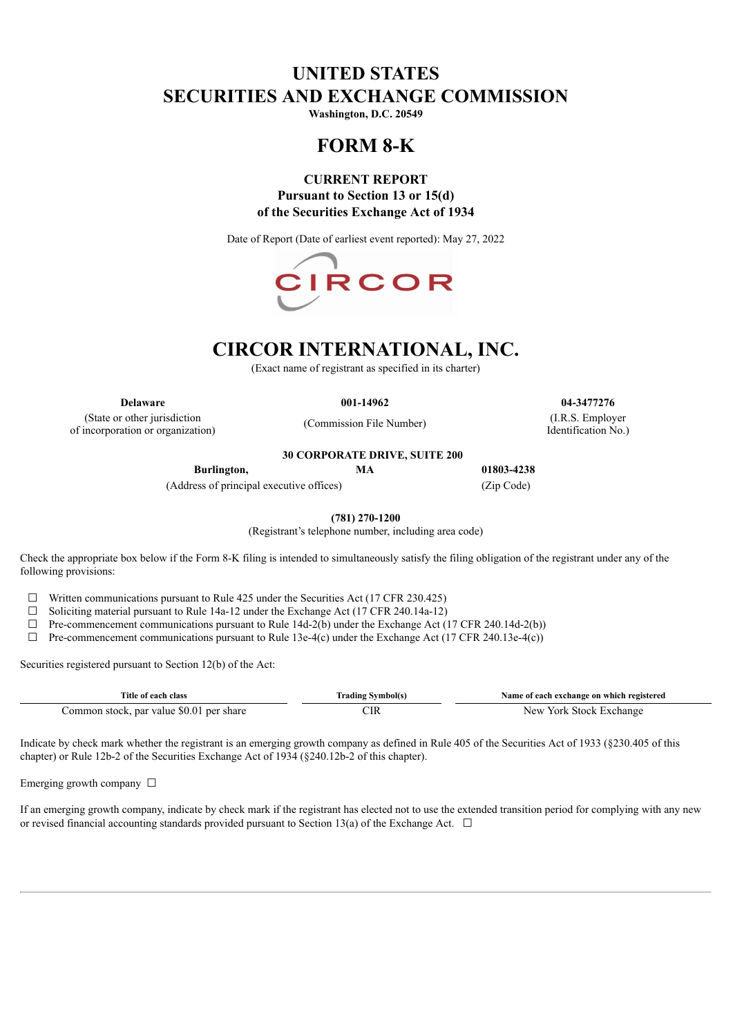# UNITED STATES
# SECURITIES AND EXCHANGE COMMISSION

**Washington, D.C. 20549**

# FORM 8-K

**CURRENT REPORT**
**Pursuant to Section 13 or 15(d)**
**of the Securities Exchange Act of 1934**

Date of Report (Date of earliest event reported): May 27, 2022

# CIRCOR INTERNATIONAL, INC.

(Exact name of registrant as specified in its charter)

| **Delaware** | **001-14962** | **04-3477276** |
|---|---|---|
| (State or other jurisdiction of incorporation or organization) | (Commission File Number) | (I.R.S. Employer Identification No.) |

**30 CORPORATE DRIVE, SUITE 200**

| **Burlington,** | **MA** | **01803-4238** |
|---|---|---|
| (Address of principal executive offices) | | (Zip Code) |

**(781) 270-1200**
(Registrant's telephone number, including area code)

Check the appropriate box below if the Form 8-K filing is intended to simultaneously satisfy the filing obligation of the registrant under any of the following provisions:

☐ Written communications pursuant to Rule 425 under the Securities Act (17 CFR 230.425)
☐ Soliciting material pursuant to Rule 14a-12 under the Exchange Act (17 CFR 240.14a-12)
☐ Pre-commencement communications pursuant to Rule 14d-2(b) under the Exchange Act (17 CFR 240.14d-2(b))
☐ Pre-commencement communications pursuant to Rule 13e-4(c) under the Exchange Act (17 CFR 240.13e-4(c))

Securities registered pursuant to Section 12(b) of the Act:

| Title of each class | Trading Symbol(s) | Name of each exchange on which registered |
|---|---|---|
| Common stock, par value $0.01 per share | CIR | New York Stock Exchange |

Indicate by check mark whether the registrant is an emerging growth company as defined in Rule 405 of the Securities Act of 1933 (§230.405 of this chapter) or Rule 12b-2 of the Securities Exchange Act of 1934 (§240.12b-2 of this chapter).

Emerging growth company ☐

If an emerging growth company, indicate by check mark if the registrant has elected not to use the extended transition period for complying with any new or revised financial accounting standards provided pursuant to Section 13(a) of the Exchange Act. ☐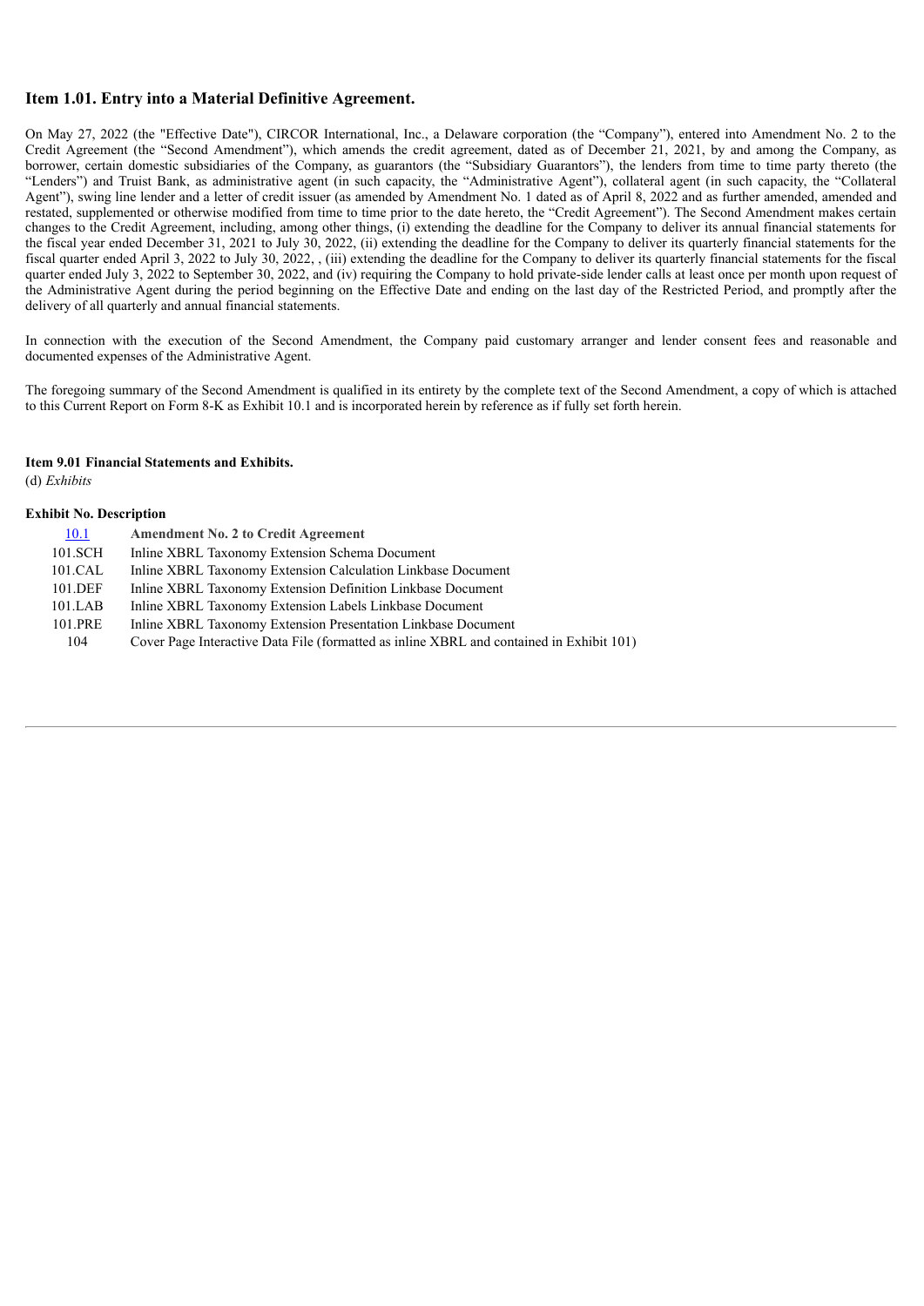## Item 1.01. Entry into a Material Definitive Agreement.

On May 27, 2022 (the "Effective Date"), CIRCOR International, Inc., a Delaware corporation (the "Company"), entered into Amendment No. 2 to the Credit Agreement (the "Second Amendment"), which amends the credit agreement, dated as of December 21, 2021, by and among the Company, as borrower, certain domestic subsidiaries of the Company, as guarantors (the "Subsidiary Guarantors"), the lenders from time to time party thereto (the "Lenders") and Truist Bank, as administrative agent (in such capacity, the "Administrative Agent"), collateral agent (in such capacity, the "Collateral Agent"), swing line lender and a letter of credit issuer (as amended by Amendment No. 1 dated as of April 8, 2022 and as further amended, amended and restated, supplemented or otherwise modified from time to time prior to the date hereto, the "Credit Agreement"). The Second Amendment makes certain changes to the Credit Agreement, including, among other things, (i) extending the deadline for the Company to deliver its annual financial statements for the fiscal year ended December 31, 2021 to July 30, 2022, (ii) extending the deadline for the Company to deliver its quarterly financial statements for the fiscal quarter ended April 3, 2022 to July 30, 2022, , (iii) extending the deadline for the Company to deliver its quarterly financial statements for the fiscal quarter ended July 3, 2022 to September 30, 2022, and (iv) requiring the Company to hold private-side lender calls at least once per month upon request of the Administrative Agent during the period beginning on the Effective Date and ending on the last day of the Restricted Period, and promptly after the delivery of all quarterly and annual financial statements.

In connection with the execution of the Second Amendment, the Company paid customary arranger and lender consent fees and reasonable and documented expenses of the Administrative Agent.

The foregoing summary of the Second Amendment is qualified in its entirety by the complete text of the Second Amendment, a copy of which is attached to this Current Report on Form 8-K as Exhibit 10.1 and is incorporated herein by reference as if fully set forth herein.

**Item 9.01 Financial Statements and Exhibits.**

(d) *Exhibits*

| Exhibit No. | Description |
|---|---|
| 10.1 | **Amendment No. 2 to Credit Agreement** |
| 101.SCH | Inline XBRL Taxonomy Extension Schema Document |
| 101.CAL | Inline XBRL Taxonomy Extension Calculation Linkbase Document |
| 101.DEF | Inline XBRL Taxonomy Extension Definition Linkbase Document |
| 101.LAB | Inline XBRL Taxonomy Extension Labels Linkbase Document |
| 101.PRE | Inline XBRL Taxonomy Extension Presentation Linkbase Document |
| 104 | Cover Page Interactive Data File (formatted as inline XBRL and contained in Exhibit 101) |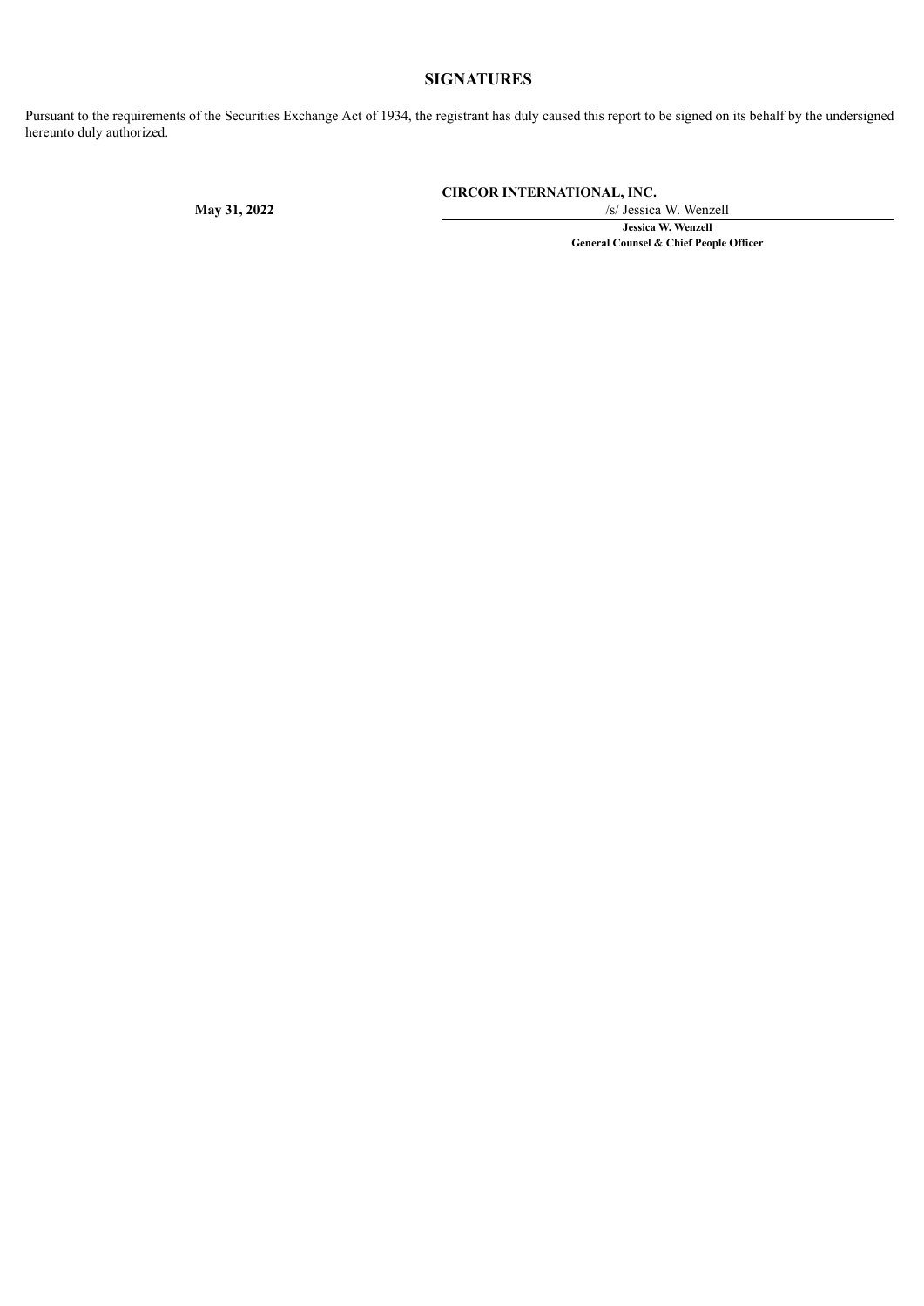## SIGNATURES

Pursuant to the requirements of the Securities Exchange Act of 1934, the registrant has duly caused this report to be signed on its behalf by the undersigned hereunto duly authorized.

**CIRCOR INTERNATIONAL, INC.**

**May 31, 2022**

/s/ Jessica W. Wenzell

**Jessica W. Wenzell**
**General Counsel & Chief People Officer**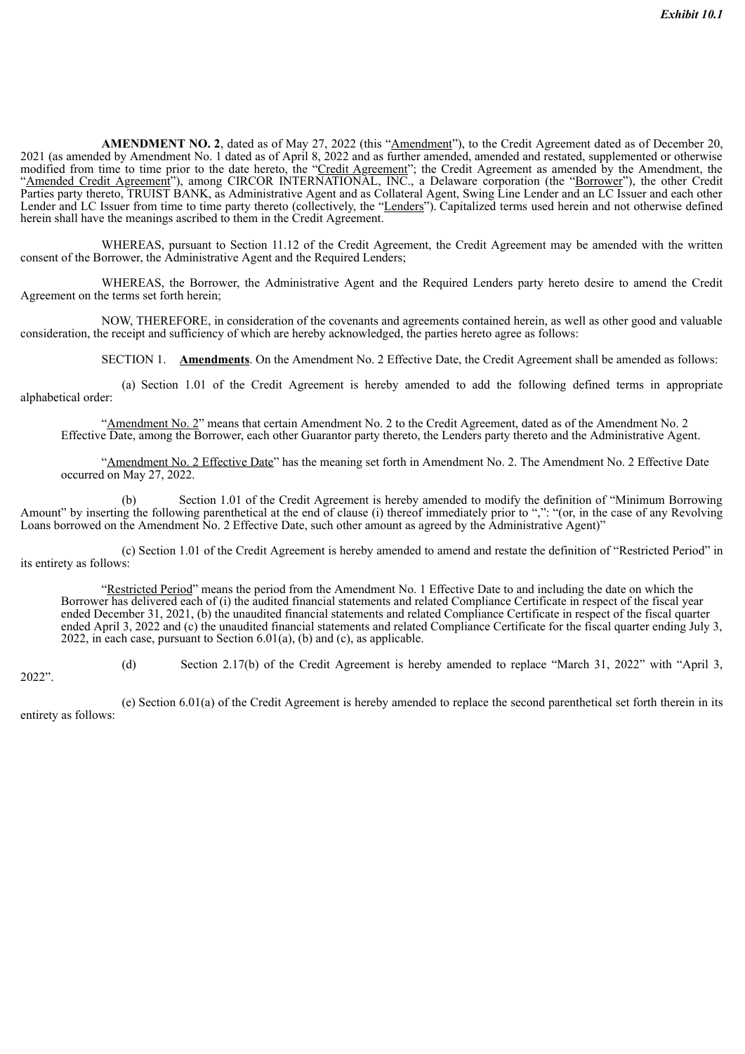*Exhibit 10.1*

**AMENDMENT NO. 2**, dated as of May 27, 2022 (this "Amendment"), to the Credit Agreement dated as of December 20, 2021 (as amended by Amendment No. 1 dated as of April 8, 2022 and as further amended, amended and restated, supplemented or otherwise modified from time to time prior to the date hereto, the "Credit Agreement"; the Credit Agreement as amended by the Amendment, the "Amended Credit Agreement"), among CIRCOR INTERNATIONAL, INC., a Delaware corporation (the "Borrower"), the other Credit Parties party thereto, TRUIST BANK, as Administrative Agent and as Collateral Agent, Swing Line Lender and an LC Issuer and each other Lender and LC Issuer from time to time party thereto (collectively, the "Lenders"). Capitalized terms used herein and not otherwise defined herein shall have the meanings ascribed to them in the Credit Agreement.

WHEREAS, pursuant to Section 11.12 of the Credit Agreement, the Credit Agreement may be amended with the written consent of the Borrower, the Administrative Agent and the Required Lenders;

WHEREAS, the Borrower, the Administrative Agent and the Required Lenders party hereto desire to amend the Credit Agreement on the terms set forth herein;

NOW, THEREFORE, in consideration of the covenants and agreements contained herein, as well as other good and valuable consideration, the receipt and sufficiency of which are hereby acknowledged, the parties hereto agree as follows:

SECTION 1. **Amendments**. On the Amendment No. 2 Effective Date, the Credit Agreement shall be amended as follows:

(a) Section 1.01 of the Credit Agreement is hereby amended to add the following defined terms in appropriate alphabetical order:

> "Amendment No. 2" means that certain Amendment No. 2 to the Credit Agreement, dated as of the Amendment No. 2 Effective Date, among the Borrower, each other Guarantor party thereto, the Lenders party thereto and the Administrative Agent.
>
> "Amendment No. 2 Effective Date" has the meaning set forth in Amendment No. 2. The Amendment No. 2 Effective Date occurred on May 27, 2022.

(b) Section 1.01 of the Credit Agreement is hereby amended to modify the definition of "Minimum Borrowing Amount" by inserting the following parenthetical at the end of clause (i) thereof immediately prior to ",": "(or, in the case of any Revolving Loans borrowed on the Amendment No. 2 Effective Date, such other amount as agreed by the Administrative Agent)"

(c) Section 1.01 of the Credit Agreement is hereby amended to amend and restate the definition of "Restricted Period" in its entirety as follows:

> "Restricted Period" means the period from the Amendment No. 1 Effective Date to and including the date on which the Borrower has delivered each of (i) the audited financial statements and related Compliance Certificate in respect of the fiscal year ended December 31, 2021, (b) the unaudited financial statements and related Compliance Certificate in respect of the fiscal quarter ended April 3, 2022 and (c) the unaudited financial statements and related Compliance Certificate for the fiscal quarter ending July 3, 2022, in each case, pursuant to Section 6.01(a), (b) and (c), as applicable.

(d) Section 2.17(b) of the Credit Agreement is hereby amended to replace "March 31, 2022" with "April 3, 2022".

(e) Section 6.01(a) of the Credit Agreement is hereby amended to replace the second parenthetical set forth therein in its entirety as follows: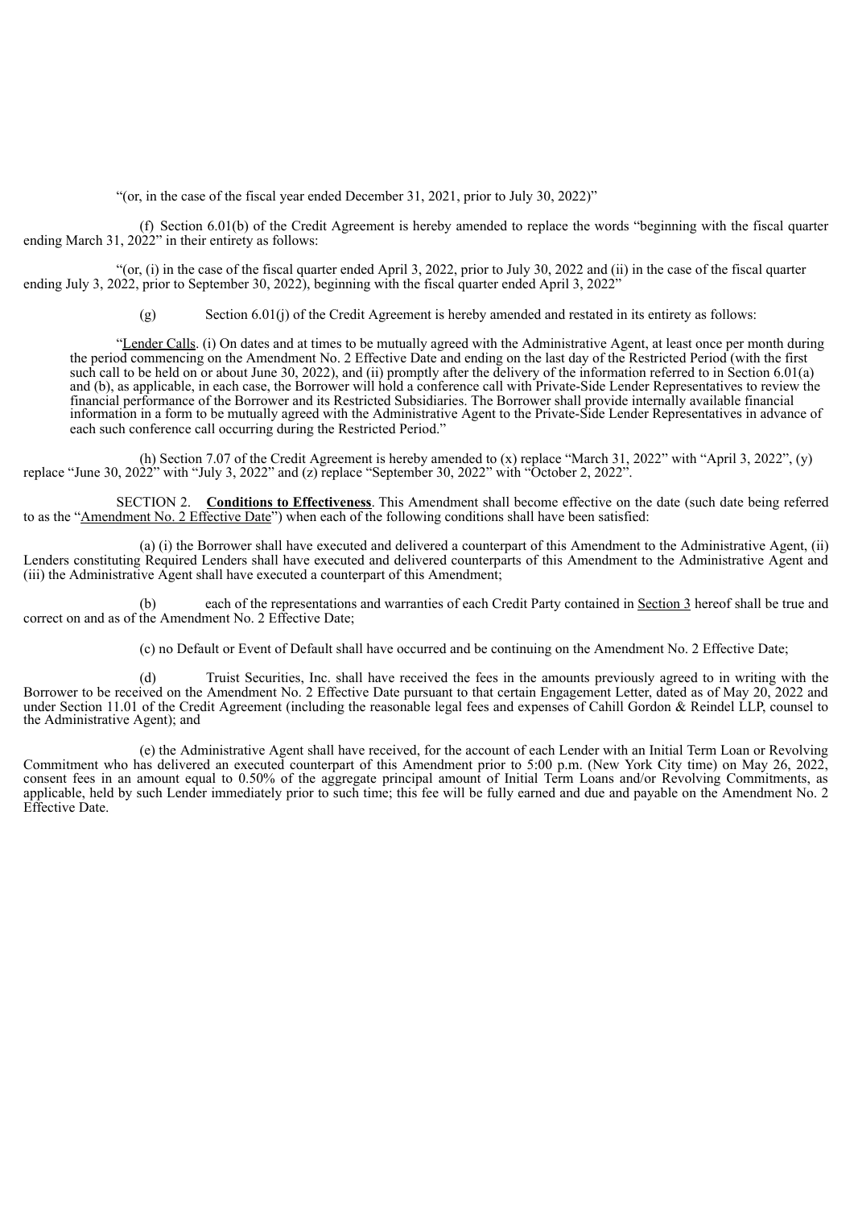"(or, in the case of the fiscal year ended December 31, 2021, prior to July 30, 2022)"

(f) Section 6.01(b) of the Credit Agreement is hereby amended to replace the words "beginning with the fiscal quarter ending March 31, 2022" in their entirety as follows:

"(or, (i) in the case of the fiscal quarter ended April 3, 2022, prior to July 30, 2022 and (ii) in the case of the fiscal quarter ending July 3, 2022, prior to September 30, 2022), beginning with the fiscal quarter ended April 3, 2022"

(g) Section 6.01(j) of the Credit Agreement is hereby amended and restated in its entirety as follows:

> "Lender Calls. (i) On dates and at times to be mutually agreed with the Administrative Agent, at least once per month during the period commencing on the Amendment No. 2 Effective Date and ending on the last day of the Restricted Period (with the first such call to be held on or about June 30, 2022), and (ii) promptly after the delivery of the information referred to in Section 6.01(a) and (b), as applicable, in each case, the Borrower will hold a conference call with Private-Side Lender Representatives to review the financial performance of the Borrower and its Restricted Subsidiaries. The Borrower shall provide internally available financial information in a form to be mutually agreed with the Administrative Agent to the Private-Side Lender Representatives in advance of each such conference call occurring during the Restricted Period."

(h) Section 7.07 of the Credit Agreement is hereby amended to (x) replace "March 31, 2022" with "April 3, 2022", (y) replace "June 30, 2022" with "July 3, 2022" and (z) replace "September 30, 2022" with "October 2, 2022".

SECTION 2. **Conditions to Effectiveness**. This Amendment shall become effective on the date (such date being referred to as the "Amendment No. 2 Effective Date") when each of the following conditions shall have been satisfied:

(a) (i) the Borrower shall have executed and delivered a counterpart of this Amendment to the Administrative Agent, (ii) Lenders constituting Required Lenders shall have executed and delivered counterparts of this Amendment to the Administrative Agent and (iii) the Administrative Agent shall have executed a counterpart of this Amendment;

(b) each of the representations and warranties of each Credit Party contained in Section 3 hereof shall be true and correct on and as of the Amendment No. 2 Effective Date;

(c) no Default or Event of Default shall have occurred and be continuing on the Amendment No. 2 Effective Date;

(d) Truist Securities, Inc. shall have received the fees in the amounts previously agreed to in writing with the Borrower to be received on the Amendment No. 2 Effective Date pursuant to that certain Engagement Letter, dated as of May 20, 2022 and under Section 11.01 of the Credit Agreement (including the reasonable legal fees and expenses of Cahill Gordon & Reindel LLP, counsel to the Administrative Agent); and

(e) the Administrative Agent shall have received, for the account of each Lender with an Initial Term Loan or Revolving Commitment who has delivered an executed counterpart of this Amendment prior to 5:00 p.m. (New York City time) on May 26, 2022, consent fees in an amount equal to 0.50% of the aggregate principal amount of Initial Term Loans and/or Revolving Commitments, as applicable, held by such Lender immediately prior to such time; this fee will be fully earned and due and payable on the Amendment No. 2 Effective Date.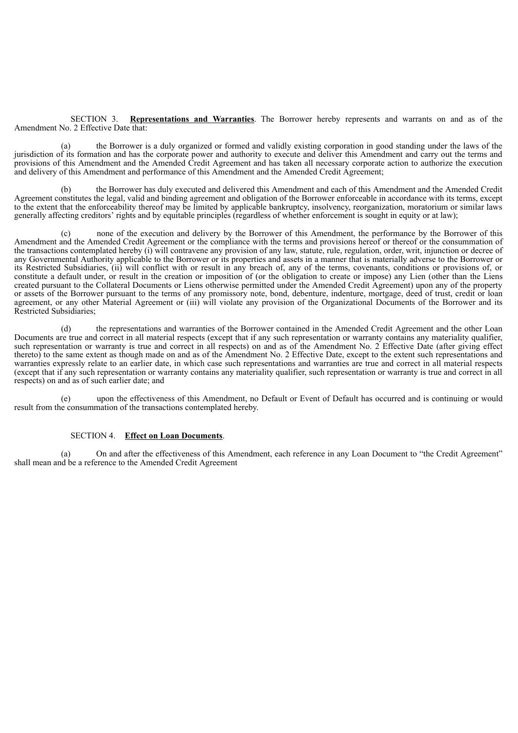SECTION 3. **Representations and Warranties**. The Borrower hereby represents and warrants on and as of the Amendment No. 2 Effective Date that:

(a) the Borrower is a duly organized or formed and validly existing corporation in good standing under the laws of the jurisdiction of its formation and has the corporate power and authority to execute and deliver this Amendment and carry out the terms and provisions of this Amendment and the Amended Credit Agreement and has taken all necessary corporate action to authorize the execution and delivery of this Amendment and performance of this Amendment and the Amended Credit Agreement;

(b) the Borrower has duly executed and delivered this Amendment and each of this Amendment and the Amended Credit Agreement constitutes the legal, valid and binding agreement and obligation of the Borrower enforceable in accordance with its terms, except to the extent that the enforceability thereof may be limited by applicable bankruptcy, insolvency, reorganization, moratorium or similar laws generally affecting creditors' rights and by equitable principles (regardless of whether enforcement is sought in equity or at law);

(c) none of the execution and delivery by the Borrower of this Amendment, the performance by the Borrower of this Amendment and the Amended Credit Agreement or the compliance with the terms and provisions hereof or thereof or the consummation of the transactions contemplated hereby (i) will contravene any provision of any law, statute, rule, regulation, order, writ, injunction or decree of any Governmental Authority applicable to the Borrower or its properties and assets in a manner that is materially adverse to the Borrower or its Restricted Subsidiaries, (ii) will conflict with or result in any breach of, any of the terms, covenants, conditions or provisions of, or constitute a default under, or result in the creation or imposition of (or the obligation to create or impose) any Lien (other than the Liens created pursuant to the Collateral Documents or Liens otherwise permitted under the Amended Credit Agreement) upon any of the property or assets of the Borrower pursuant to the terms of any promissory note, bond, debenture, indenture, mortgage, deed of trust, credit or loan agreement, or any other Material Agreement or (iii) will violate any provision of the Organizational Documents of the Borrower and its Restricted Subsidiaries;

(d) the representations and warranties of the Borrower contained in the Amended Credit Agreement and the other Loan Documents are true and correct in all material respects (except that if any such representation or warranty contains any materiality qualifier, such representation or warranty is true and correct in all respects) on and as of the Amendment No. 2 Effective Date (after giving effect thereto) to the same extent as though made on and as of the Amendment No. 2 Effective Date, except to the extent such representations and warranties expressly relate to an earlier date, in which case such representations and warranties are true and correct in all material respects (except that if any such representation or warranty contains any materiality qualifier, such representation or warranty is true and correct in all respects) on and as of such earlier date; and

(e) upon the effectiveness of this Amendment, no Default or Event of Default has occurred and is continuing or would result from the consummation of the transactions contemplated hereby.

SECTION 4. **Effect on Loan Documents**.

(a) On and after the effectiveness of this Amendment, each reference in any Loan Document to "the Credit Agreement" shall mean and be a reference to the Amended Credit Agreement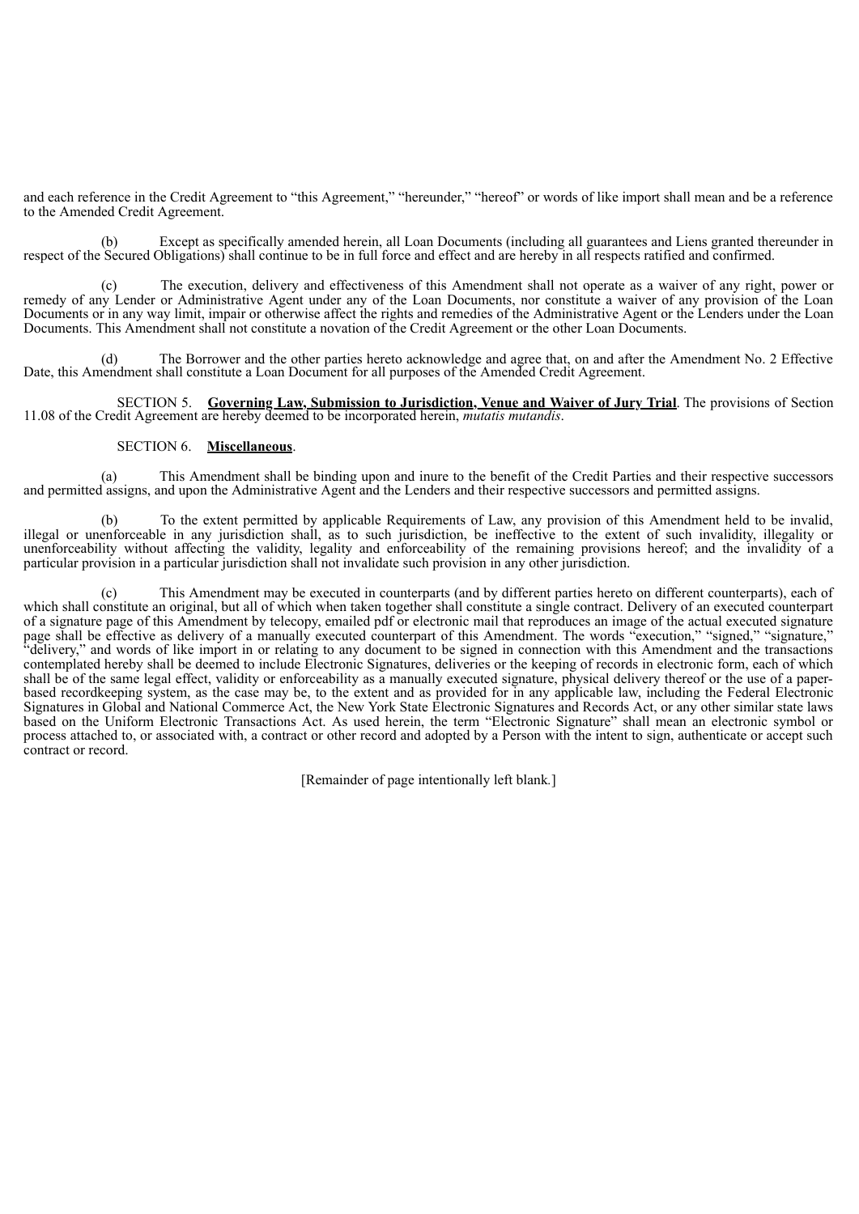and each reference in the Credit Agreement to "this Agreement," "hereunder," "hereof" or words of like import shall mean and be a reference to the Amended Credit Agreement.

(b) Except as specifically amended herein, all Loan Documents (including all guarantees and Liens granted thereunder in respect of the Secured Obligations) shall continue to be in full force and effect and are hereby in all respects ratified and confirmed.

(c) The execution, delivery and effectiveness of this Amendment shall not operate as a waiver of any right, power or remedy of any Lender or Administrative Agent under any of the Loan Documents, nor constitute a waiver of any provision of the Loan Documents or in any way limit, impair or otherwise affect the rights and remedies of the Administrative Agent or the Lenders under the Loan Documents. This Amendment shall not constitute a novation of the Credit Agreement or the other Loan Documents.

(d) The Borrower and the other parties hereto acknowledge and agree that, on and after the Amendment No. 2 Effective Date, this Amendment shall constitute a Loan Document for all purposes of the Amended Credit Agreement.

SECTION 5. **Governing Law, Submission to Jurisdiction, Venue and Waiver of Jury Trial**. The provisions of Section 11.08 of the Credit Agreement are hereby deemed to be incorporated herein, *mutatis mutandis*.

SECTION 6. **Miscellaneous**.

(a) This Amendment shall be binding upon and inure to the benefit of the Credit Parties and their respective successors and permitted assigns, and upon the Administrative Agent and the Lenders and their respective successors and permitted assigns.

(b) To the extent permitted by applicable Requirements of Law, any provision of this Amendment held to be invalid, illegal or unenforceable in any jurisdiction shall, as to such jurisdiction, be ineffective to the extent of such invalidity, illegality or unenforceability without affecting the validity, legality and enforceability of the remaining provisions hereof; and the invalidity of a particular provision in a particular jurisdiction shall not invalidate such provision in any other jurisdiction.

(c) This Amendment may be executed in counterparts (and by different parties hereto on different counterparts), each of which shall constitute an original, but all of which when taken together shall constitute a single contract. Delivery of an executed counterpart of a signature page of this Amendment by telecopy, emailed pdf or electronic mail that reproduces an image of the actual executed signature page shall be effective as delivery of a manually executed counterpart of this Amendment. The words "execution," "signed," "signature," "delivery," and words of like import in or relating to any document to be signed in connection with this Amendment and the transactions contemplated hereby shall be deemed to include Electronic Signatures, deliveries or the keeping of records in electronic form, each of which shall be of the same legal effect, validity or enforceability as a manually executed signature, physical delivery thereof or the use of a paper-based recordkeeping system, as the case may be, to the extent and as provided for in any applicable law, including the Federal Electronic Signatures in Global and National Commerce Act, the New York State Electronic Signatures and Records Act, or any other similar state laws based on the Uniform Electronic Transactions Act. As used herein, the term "Electronic Signature" shall mean an electronic symbol or process attached to, or associated with, a contract or other record and adopted by a Person with the intent to sign, authenticate or accept such contract or record.

[Remainder of page intentionally left blank.]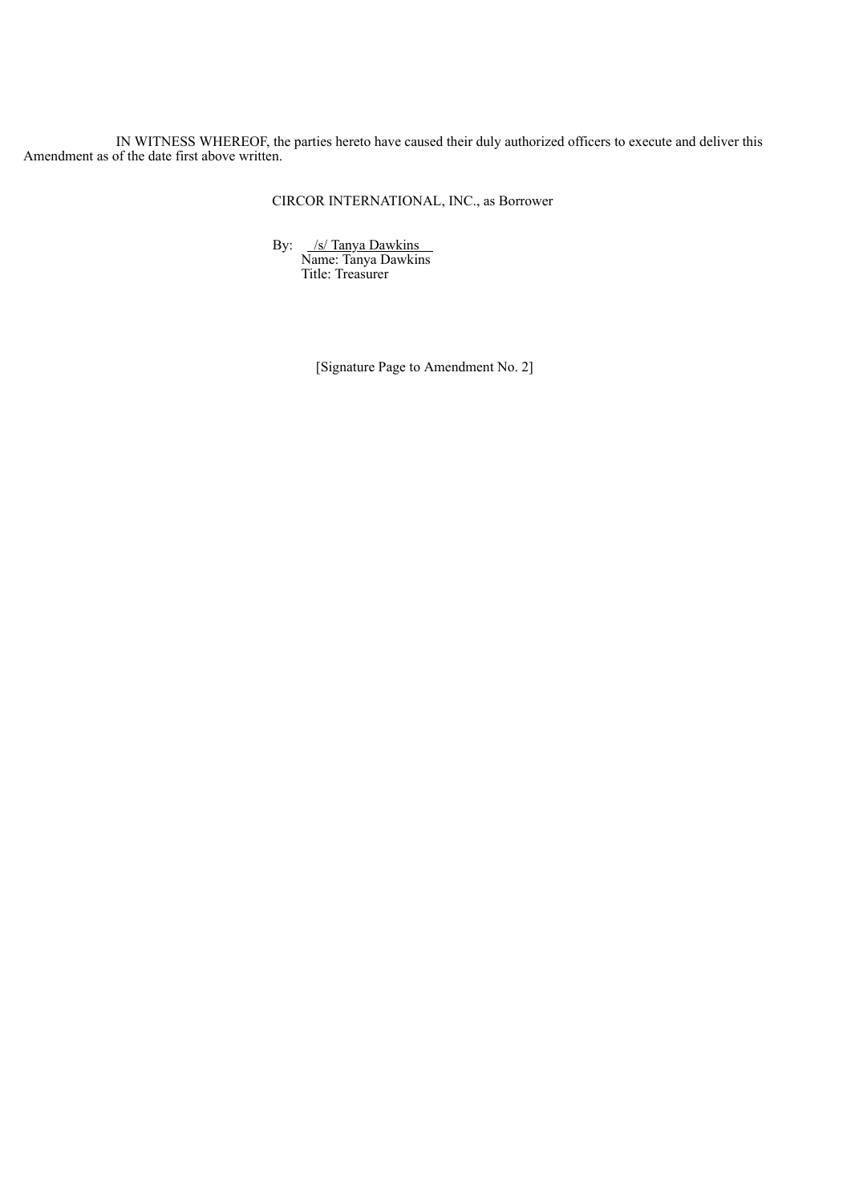IN WITNESS WHEREOF, the parties hereto have caused their duly authorized officers to execute and deliver this Amendment as of the date first above written.

CIRCOR INTERNATIONAL, INC., as Borrower

By: /s/ Tanya Dawkins
Name: Tanya Dawkins
Title: Treasurer

[Signature Page to Amendment No. 2]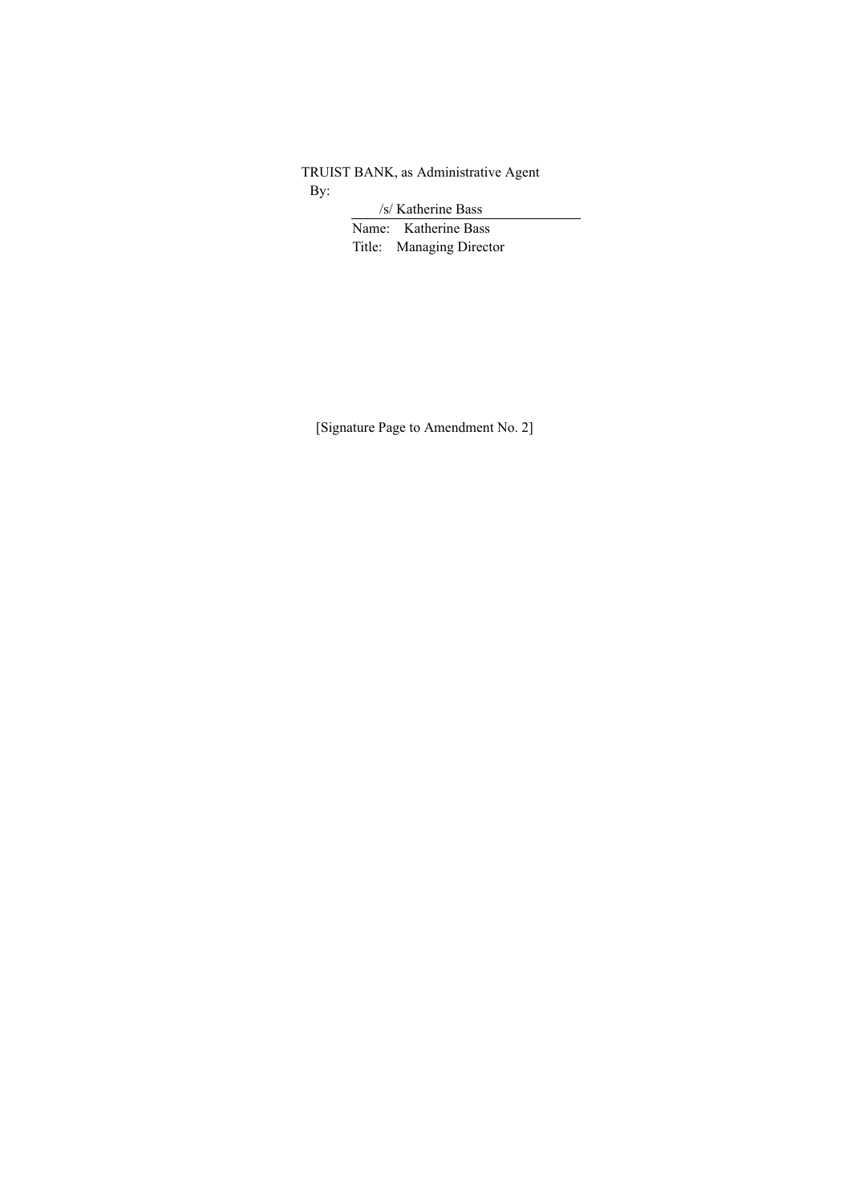TRUIST BANK, as Administrative Agent

By: /s/ Katherine Bass

Name: Katherine Bass

Title: Managing Director

[Signature Page to Amendment No. 2]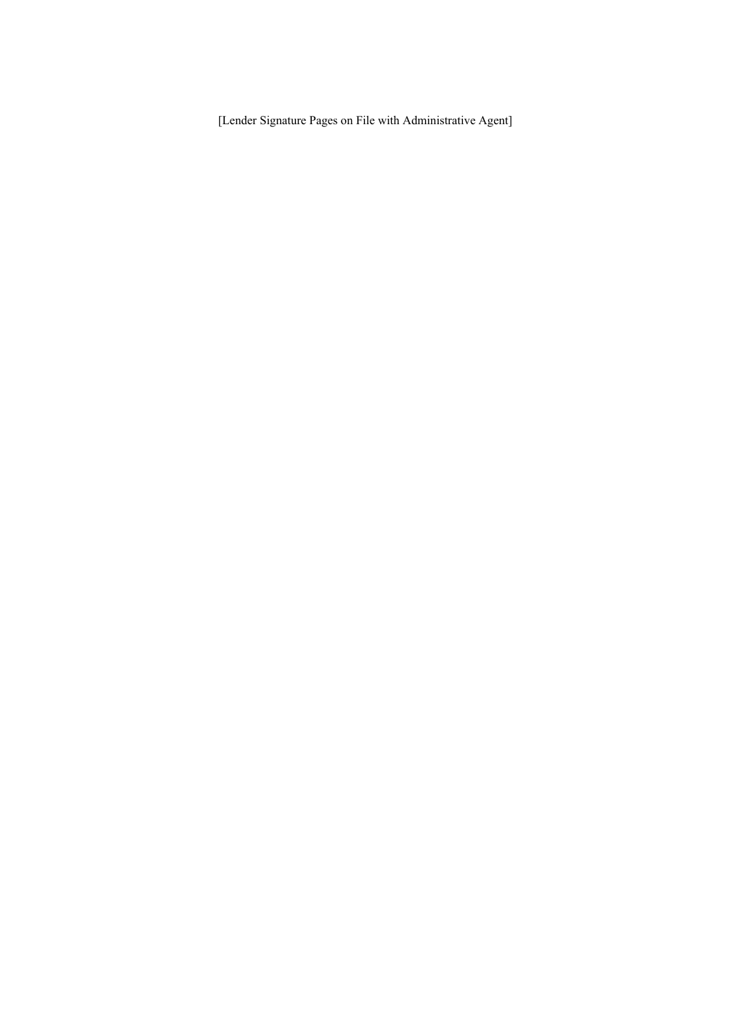[Lender Signature Pages on File with Administrative Agent]